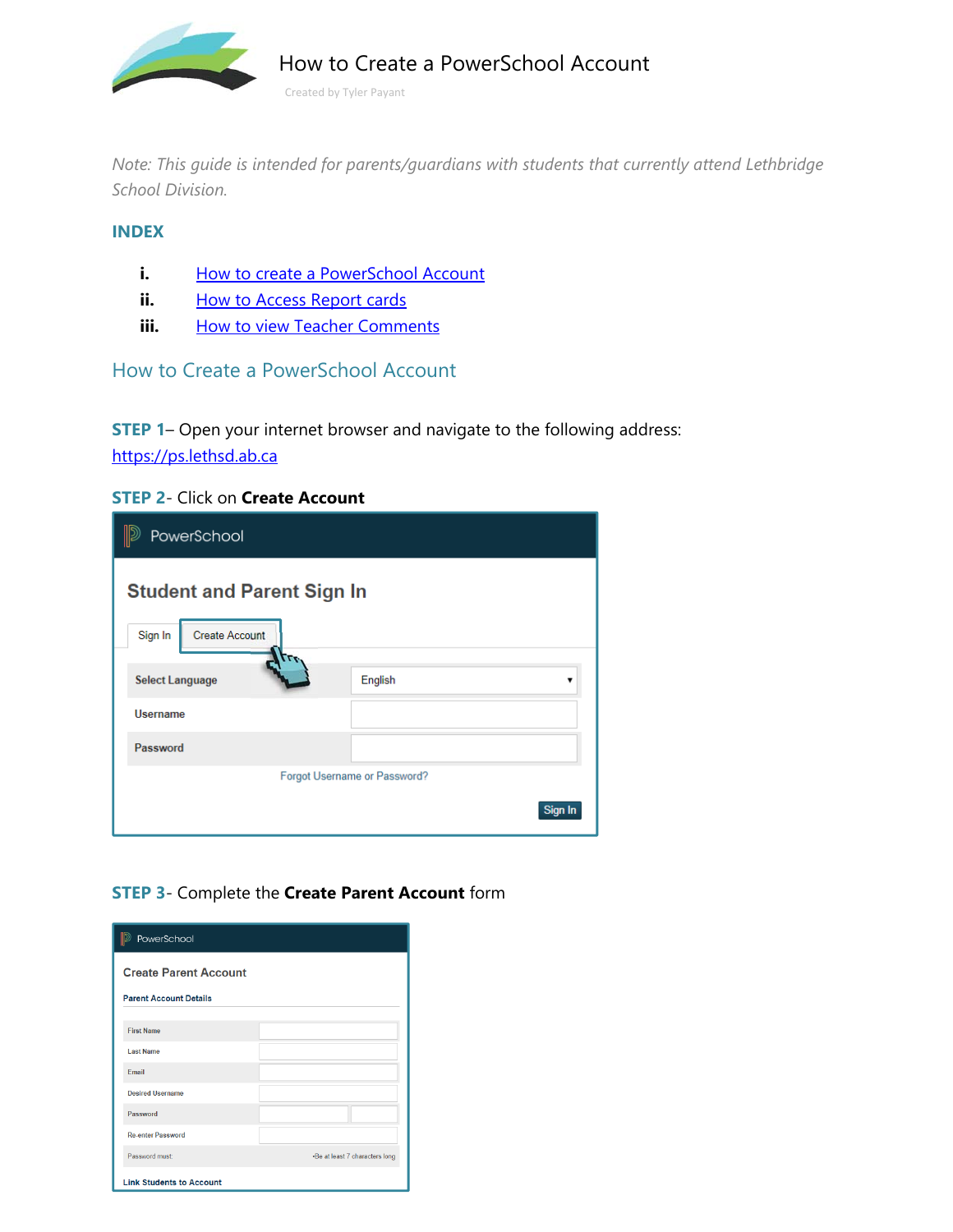# How to Create a PowerSchool Account

Created by Tyler Payant

*Note: This guide is intended for parents/guardians with students that currently attend Lethbridge School Division.*

## INDEX

- i. How to create a PowerSchool Account
- ii. How to Access Report cards
- iii. How to view Teacher Comments

## How to Create a PowerSchool Account

**STEP 1**– Open your internet browser and navigate to the following address: https://ps.lethsd.ab.ca

**STEP 2**- Click on **Create Account**

**STEP 3**- Complete the **Create Parent Account** form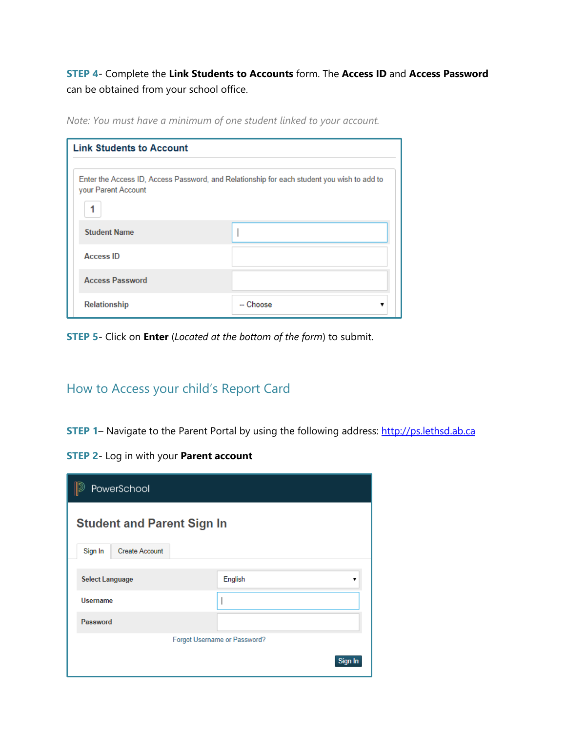**STEP 4**- Complete the **Link Students to Accounts** form. The **Access ID** and **Access Password** can be obtained from your school office.

*Note: You must have a minimum of one student linked to your account.*

**Link Students to Account**

Enter the Access ID, Access Password, and Relationship for each student you wish to add to your Parent Account

1

| Student Name | |
|---|---|
| Access ID | |
| Access Password | |
| Relationship | -- Choose |

**STEP 5**- Click on **Enter** (*Located at the bottom of the form*) to submit.

## How to Access your child's Report Card

**STEP 1**– Navigate to the Parent Portal by using the following address: http://ps.lethsd.ab.ca

**STEP 2**- Log in with your **Parent account**

PowerSchool

**Student and Parent Sign In**

Sign In | Create Account

| Select Language | English |
|---|---|
| Username | |
| Password | |

Forgot Username or Password?

Sign In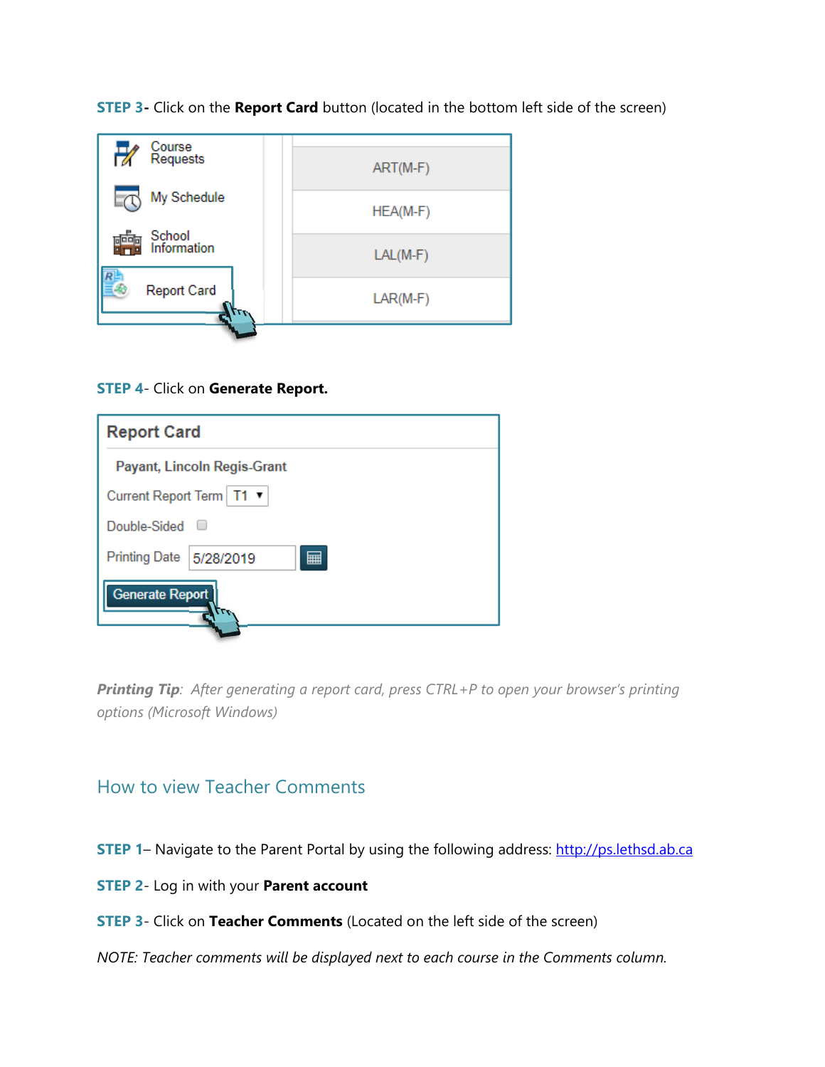**STEP 3**- Click on the **Report Card** button (located in the bottom left side of the screen)

**STEP 4**- Click on **Generate Report.**

***Printing Tip****: After generating a report card, press CTRL+P to open your browser's printing options (Microsoft Windows)*

## How to view Teacher Comments

**STEP 1**– Navigate to the Parent Portal by using the following address: http://ps.lethsd.ab.ca

**STEP 2**- Log in with your **Parent account**

**STEP 3**- Click on **Teacher Comments** (Located on the left side of the screen)

*NOTE: Teacher comments will be displayed next to each course in the Comments column.*